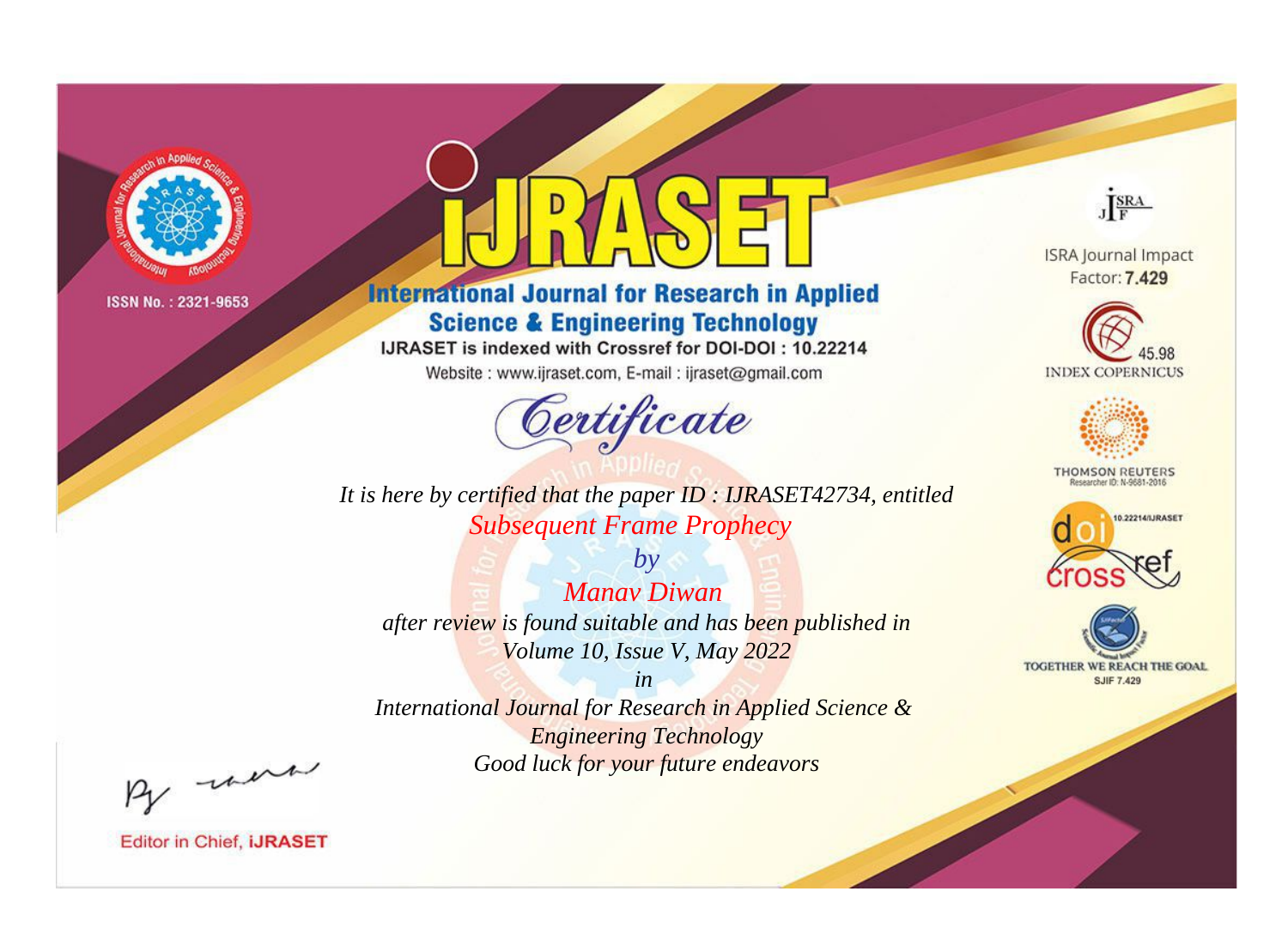ISSN No. : 2321-9653

# iJRASET

## International Journal for Research in Applied Science & Engineering Technology

IJRASET is indexed with Crossref for DOI-DOI : 10.22214

Website : www.ijraset.com, E-mail : ijraset@gmail.com

ISRA Journal Impact Factor: **7.429**

45.98 INDEX COPERNICUS

THOMSON REUTERS Researcher ID: N-9681-2016

10.22214/IJRASET

TOGETHER WE REACH THE GOAL SJIF 7.429

# Certificate

*It is here by certified that the paper ID : IJRASET42734, entitled*

*Subsequent Frame Prophecy*

*by*

*Manav Diwan*

*after review is found suitable and has been published in*

*Volume 10, Issue V, May 2022*

*in*

*International Journal for Research in Applied Science & Engineering Technology*

*Good luck for your future endeavors*

Editor in Chief, **iJRASET**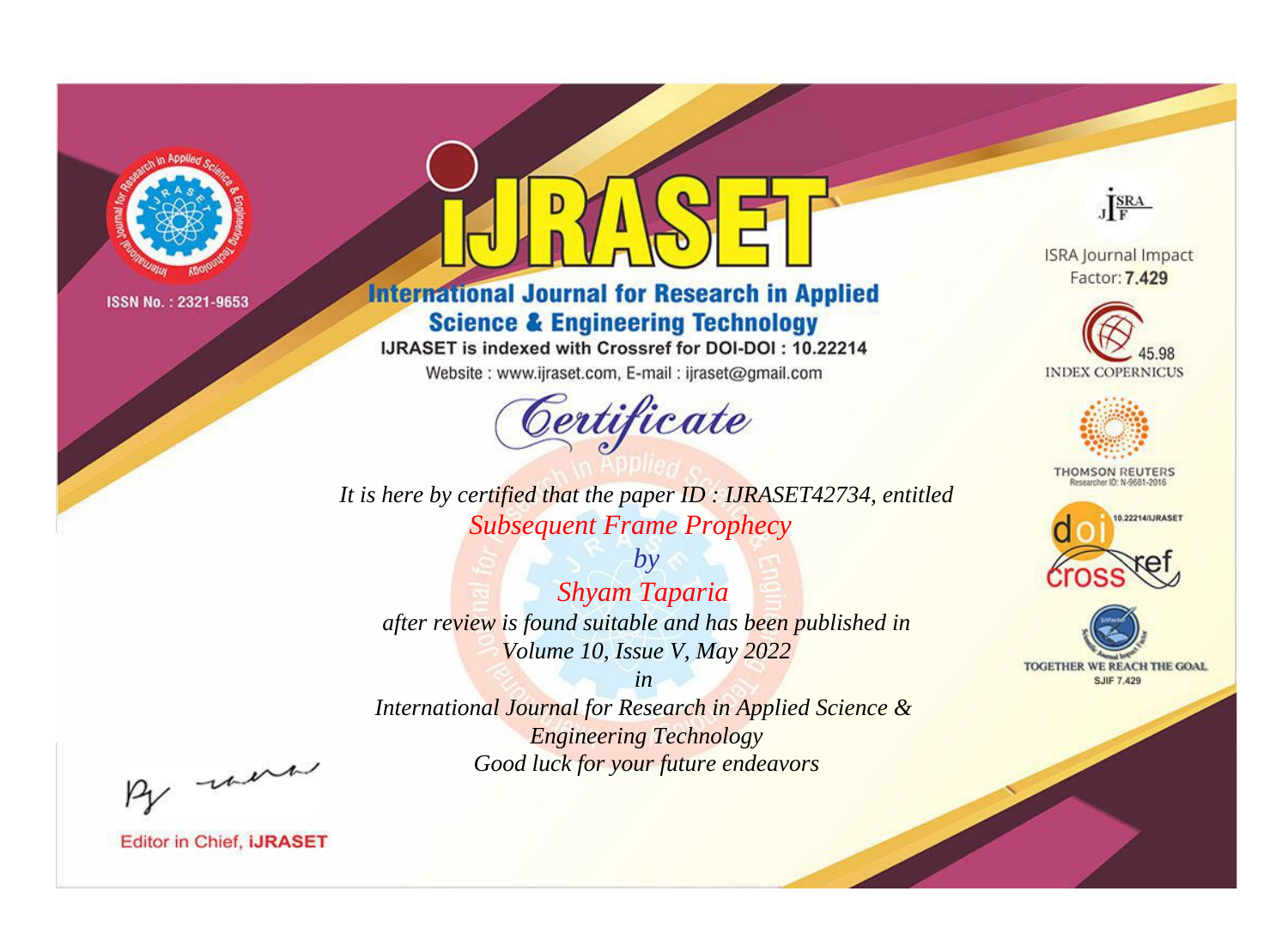ISSN No. : 2321-9653

# iJRASET

## International Journal for Research in Applied Science & Engineering Technology

IJRASET is indexed with Crossref for DOI-DOI : 10.22214

Website : www.ijraset.com, E-mail : ijraset@gmail.com

ISRA Journal Impact Factor: **7.429**

45.98 INDEX COPERNICUS

THOMSON REUTERS Researcher ID: N-9681-2016

10.22214/IJRASET

TOGETHER WE REACH THE GOAL SJIF 7.429

*Certificate*

*It is here by certified that the paper ID : IJRASET42734, entitled*

*Subsequent Frame Prophecy*

*by*

*Shyam Taparia*

*after review is found suitable and has been published in*

*Volume 10, Issue V, May 2022*

*in*

*International Journal for Research in Applied Science & Engineering Technology*

*Good luck for your future endeavors*

Editor in Chief, **iJRASET**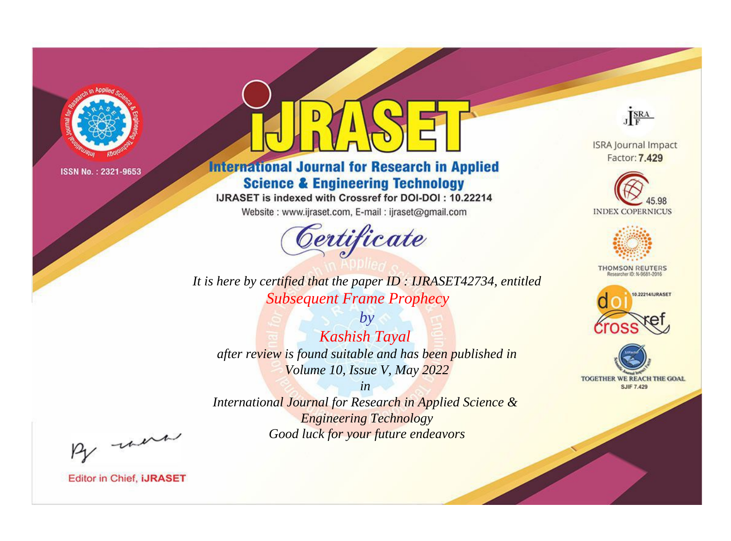ISSN No. : 2321-9653

# iJRASET

## International Journal for Research in Applied Science & Engineering Technology

IJRASET is indexed with Crossref for DOI-DOI : 10.22214

Website : www.ijraset.com, E-mail : ijraset@gmail.com

# Certificate

*It is here by certified that the paper ID : IJRASET42734, entitled*

*Subsequent Frame Prophecy*

*by*

*Kashish Tayal*

*after review is found suitable and has been published in*

*Volume 10, Issue V, May 2022*

*in*

*International Journal for Research in Applied Science & Engineering Technology*

*Good luck for your future endeavors*

ISRA Journal Impact Factor: **7.429**

45.98 INDEX COPERNICUS

THOMSON REUTERS Researcher ID: N-9681-2016

10.22214/IJRASET

TOGETHER WE REACH THE GOAL SJIF 7.429

Editor in Chief, **iJRASET**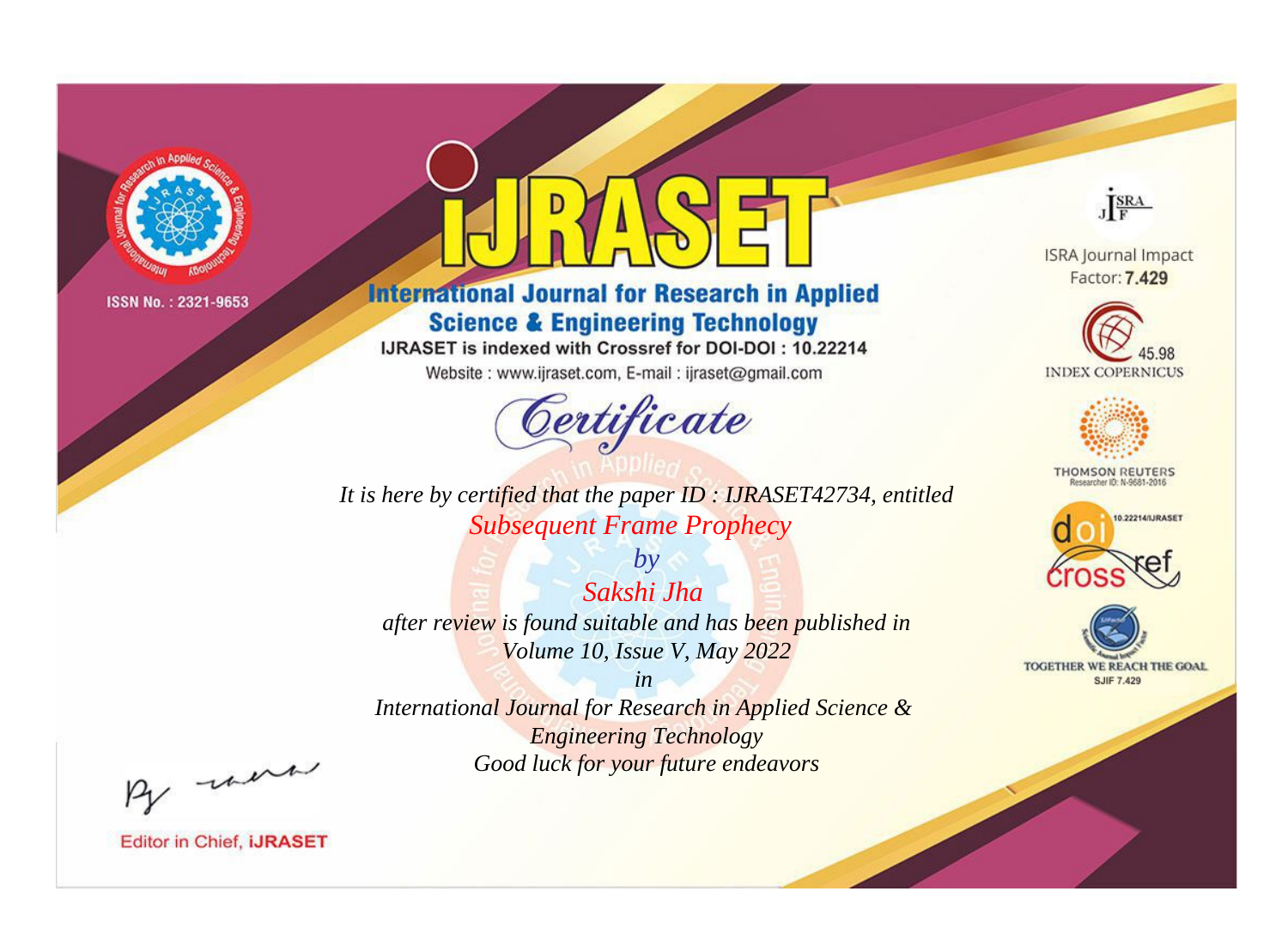ISSN No. : 2321-9653

# iJRASET

## International Journal for Research in Applied Science & Engineering Technology

IJRASET is indexed with Crossref for DOI-DOI : 10.22214

Website : www.ijraset.com, E-mail : ijraset@gmail.com

# Certificate

*It is here by certified that the paper ID : IJRASET42734, entitled*

*Subsequent Frame Prophecy*

*by*

*Sakshi Jha*

*after review is found suitable and has been published in*

*Volume 10, Issue V, May 2022*

*in*

*International Journal for Research in Applied Science & Engineering Technology*

*Good luck for your future endeavors*

ISRA Journal Impact Factor: **7.429**

45.98 INDEX COPERNICUS

THOMSON REUTERS Researcher ID: N-9681-2016

10.22214/IJRASET

TOGETHER WE REACH THE GOAL SJIF 7.429

Editor in Chief, **iJRASET**